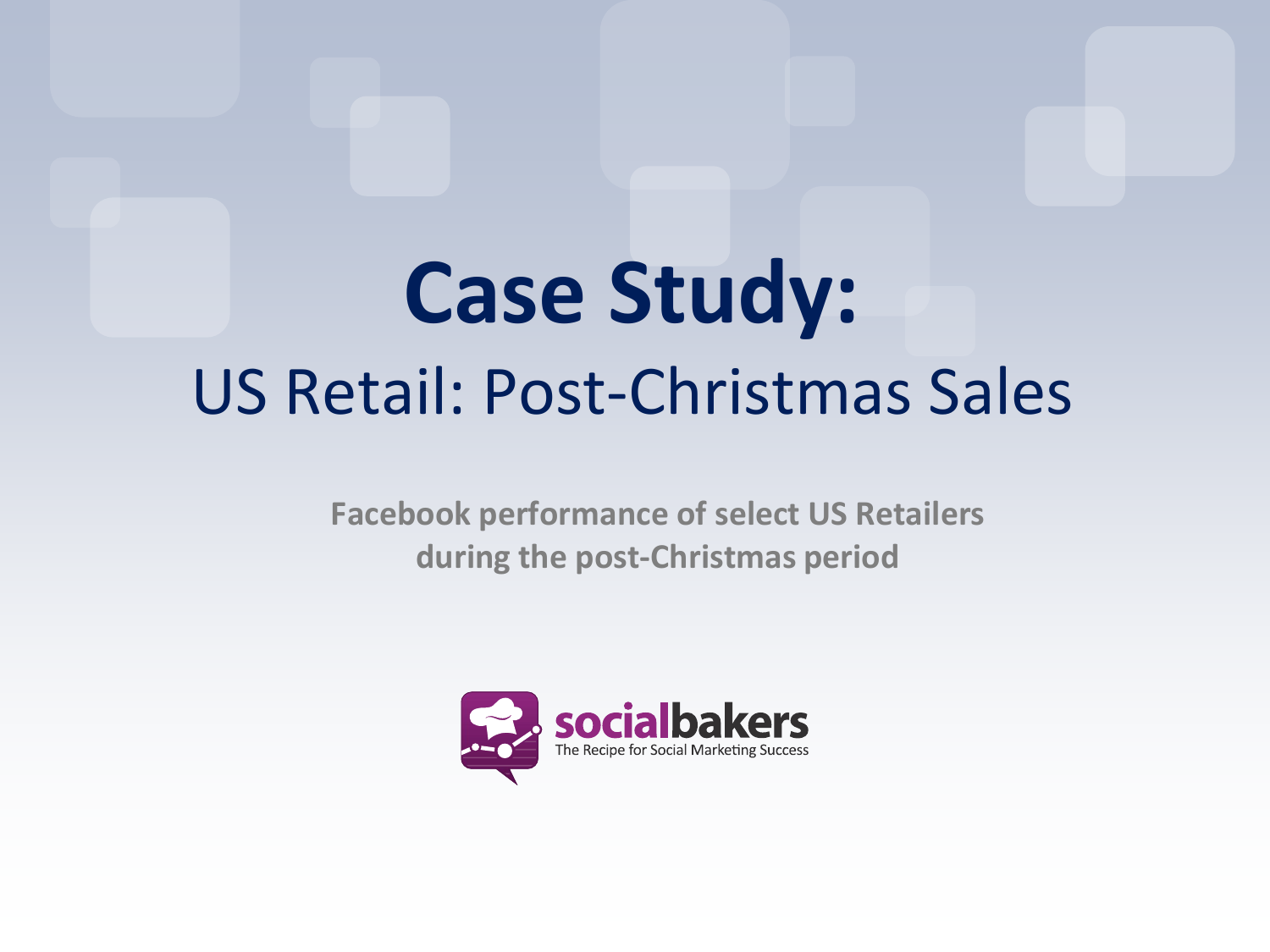# Case Study:

## US Retail: Post-Christmas Sales

**Facebook performance of select US Retailers during the post-Christmas period**

socialbakers
The Recipe for Social Marketing Success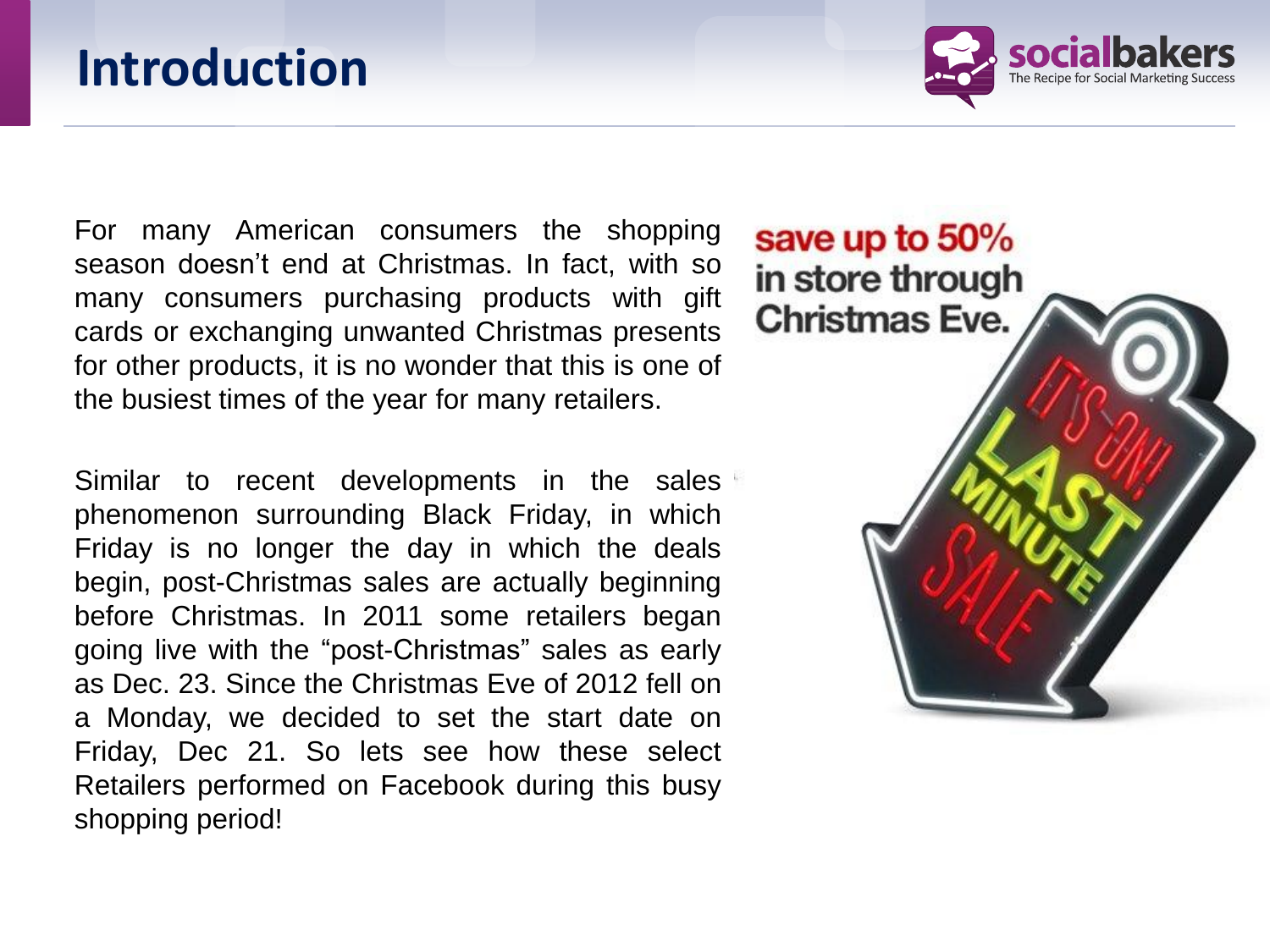# Introduction

For many American consumers the shopping season doesn't end at Christmas. In fact, with so many consumers purchasing products with gift cards or exchanging unwanted Christmas presents for other products, it is no wonder that this is one of the busiest times of the year for many retailers.

Similar to recent developments in the sales phenomenon surrounding Black Friday, in which Friday is no longer the day in which the deals begin, post-Christmas sales are actually beginning before Christmas. In 2011 some retailers began going live with the "post-Christmas" sales as early as Dec. 23. Since the Christmas Eve of 2012 fell on a Monday, we decided to set the start date on Friday, Dec 21. So lets see how these select Retailers performed on Facebook during this busy shopping period!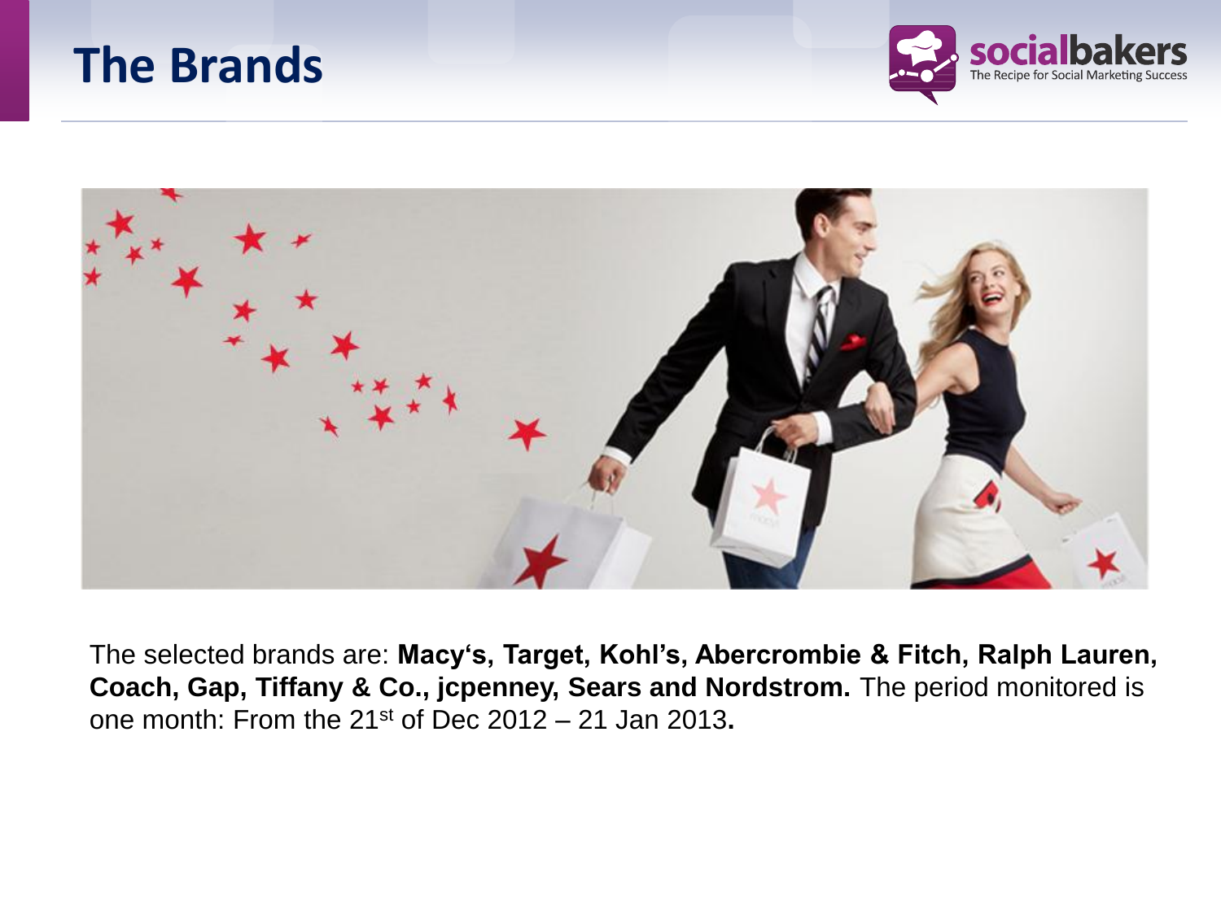# The Brands

The selected brands are: **Macy's, Target, Kohl's, Abercrombie & Fitch, Ralph Lauren, Coach, Gap, Tiffany & Co., jcpenney, Sears and Nordstrom.** The period monitored is one month: From the 21st of Dec 2012 – 21 Jan 2013**.**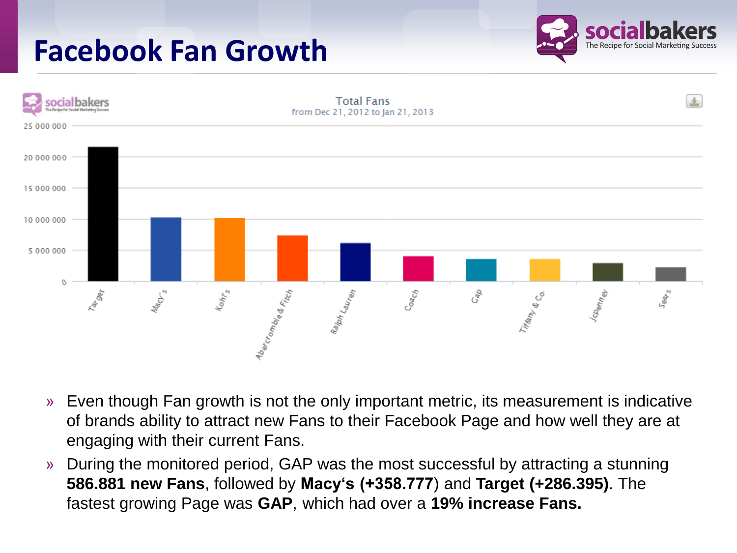# Facebook Fan Growth

Total Fans
from Dec 21, 2012 to Jan 21, 2013

- Even though Fan growth is not the only important metric, its measurement is indicative of brands ability to attract new Fans to their Facebook Page and how well they are at engaging with their current Fans.
- During the monitored period, GAP was the most successful by attracting a stunning **586.881 new Fans**, followed by **Macy's (+358.777**) and **Target (+286.395)**. The fastest growing Page was **GAP**, which had over a **19% increase Fans.**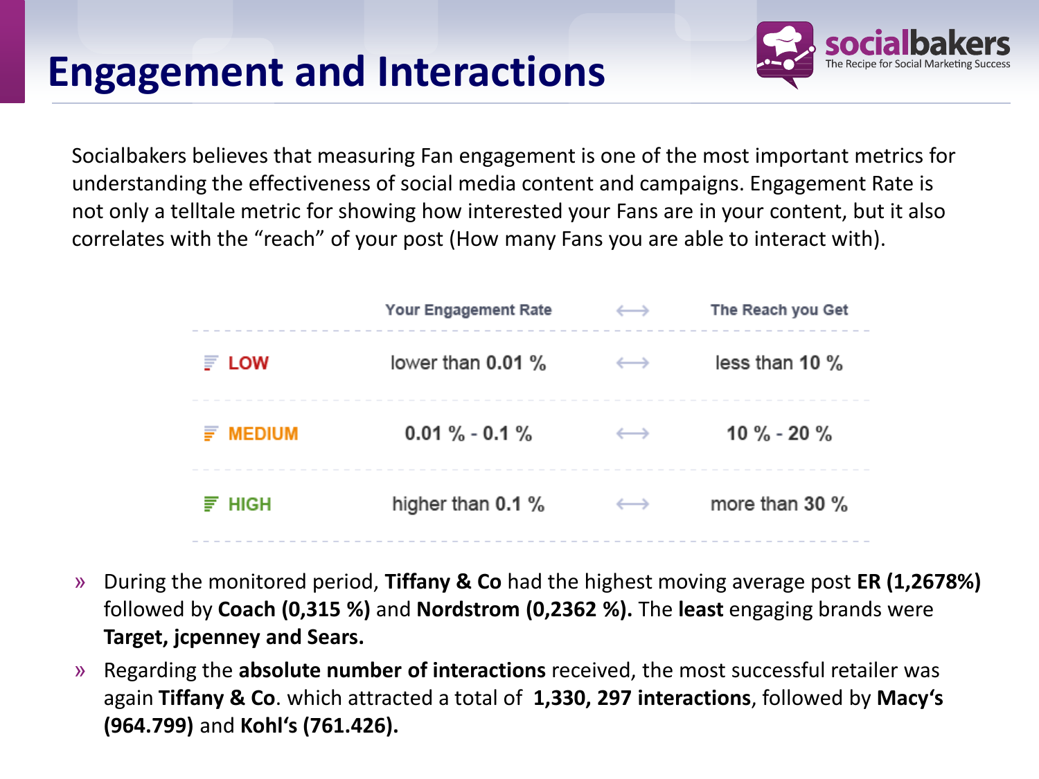# Engagement and Interactions

Socialbakers believes that measuring Fan engagement is one of the most important metrics for understanding the effectiveness of social media content and campaigns. Engagement Rate is not only a telltale metric for showing how interested your Fans are in your content, but it also correlates with the "reach" of your post (How many Fans you are able to interact with).

| | Your Engagement Rate | ⟷ | The Reach you Get |
|---|---|---|---|
| LOW | lower than **0.01 %** | ⟷ | less than **10 %** |
| MEDIUM | **0.01 % - 0.1 %** | ⟷ | **10 % - 20 %** |
| HIGH | higher than **0.1 %** | ⟷ | more than **30 %** |

- During the monitored period, **Tiffany & Co** had the highest moving average post **ER (1,2678%)** followed by **Coach (0,315 %)** and **Nordstrom (0,2362 %).** The **least** engaging brands were **Target, jcpenney and Sears.**
- Regarding the **absolute number of interactions** received, the most successful retailer was again **Tiffany & Co**. which attracted a total of **1,330, 297 interactions**, followed by **Macy's (964.799)** and **Kohl's (761.426).**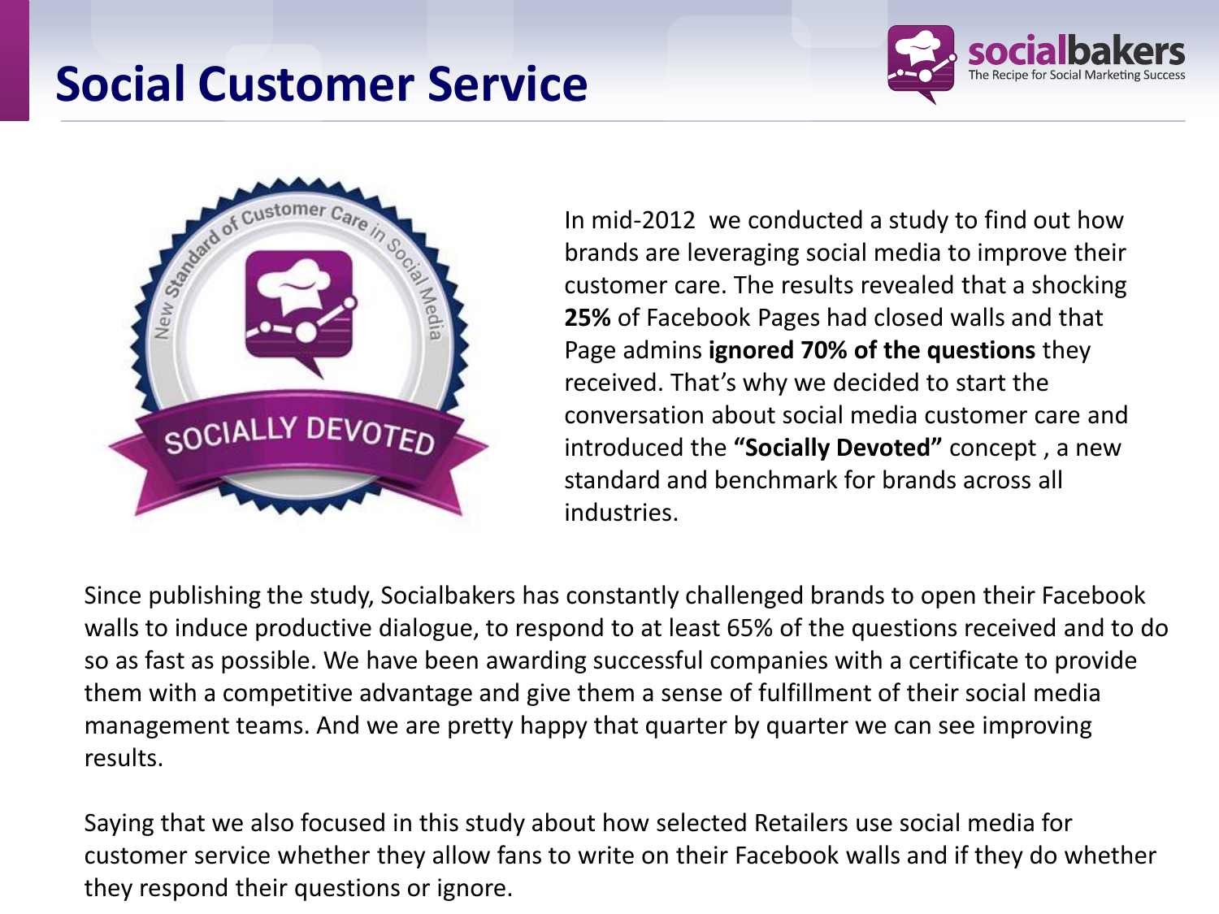# Social Customer Service

In mid-2012 we conducted a study to find out how brands are leveraging social media to improve their customer care. The results revealed that a shocking **25%** of Facebook Pages had closed walls and that Page admins **ignored 70% of the questions** they received. That's why we decided to start the conversation about social media customer care and introduced the **"Socially Devoted"** concept , a new standard and benchmark for brands across all industries.

Since publishing the study, Socialbakers has constantly challenged brands to open their Facebook walls to induce productive dialogue, to respond to at least 65% of the questions received and to do so as fast as possible. We have been awarding successful companies with a certificate to provide them with a competitive advantage and give them a sense of fulfillment of their social media management teams. And we are pretty happy that quarter by quarter we can see improving results.

Saying that we also focused in this study about how selected Retailers use social media for customer service whether they allow fans to write on their Facebook walls and if they do whether they respond their questions or ignore.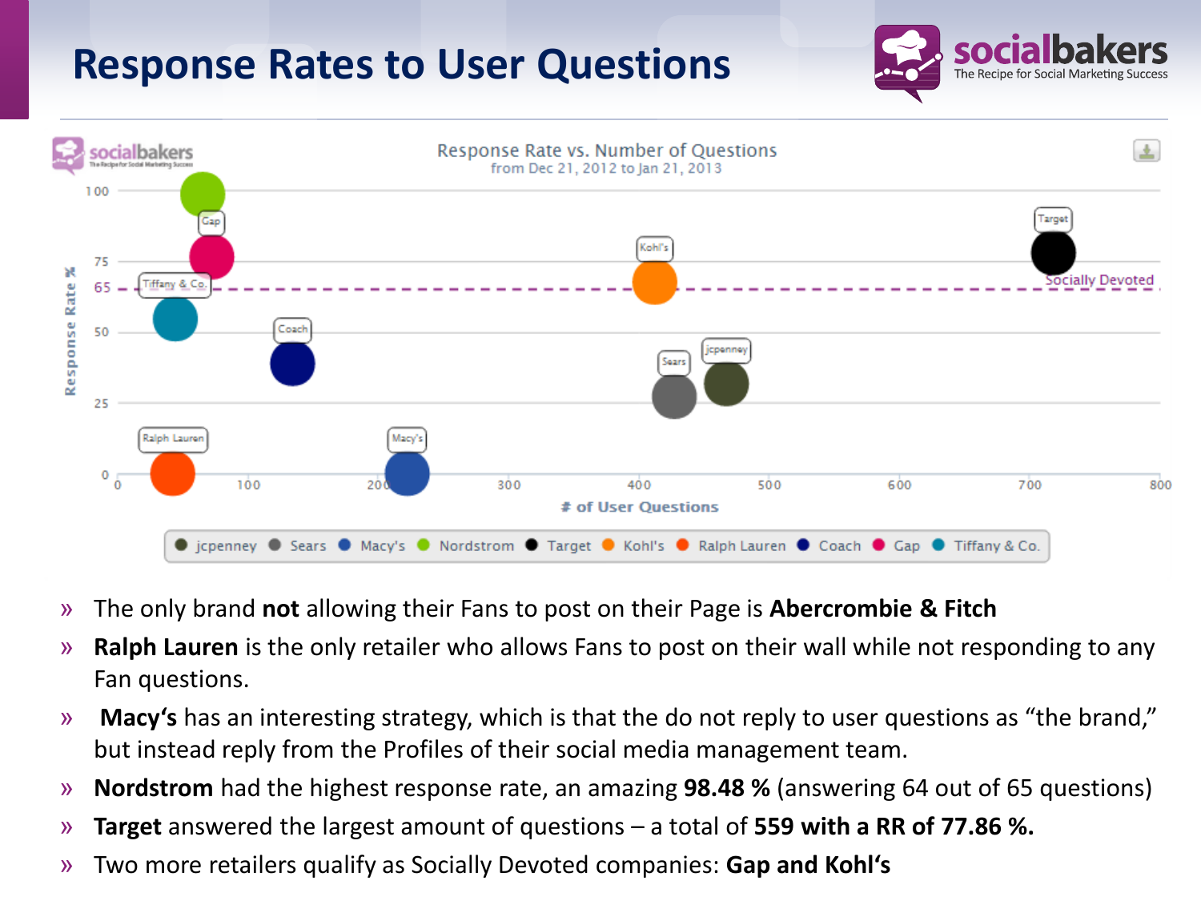# Response Rates to User Questions

**Response Rate vs. Number of Questions**
from Dec 21, 2012 to Jan 21, 2013

- The only brand **not** allowing their Fans to post on their Page is **Abercrombie & Fitch**
- **Ralph Lauren** is the only retailer who allows Fans to post on their wall while not responding to any Fan questions.
- **Macy's** has an interesting strategy, which is that the do not reply to user questions as "the brand," but instead reply from the Profiles of their social media management team.
- **Nordstrom** had the highest response rate, an amazing **98.48 %** (answering 64 out of 65 questions)
- **Target** answered the largest amount of questions – a total of **559 with a RR of 77.86 %.**
- Two more retailers qualify as Socially Devoted companies: **Gap and Kohl's**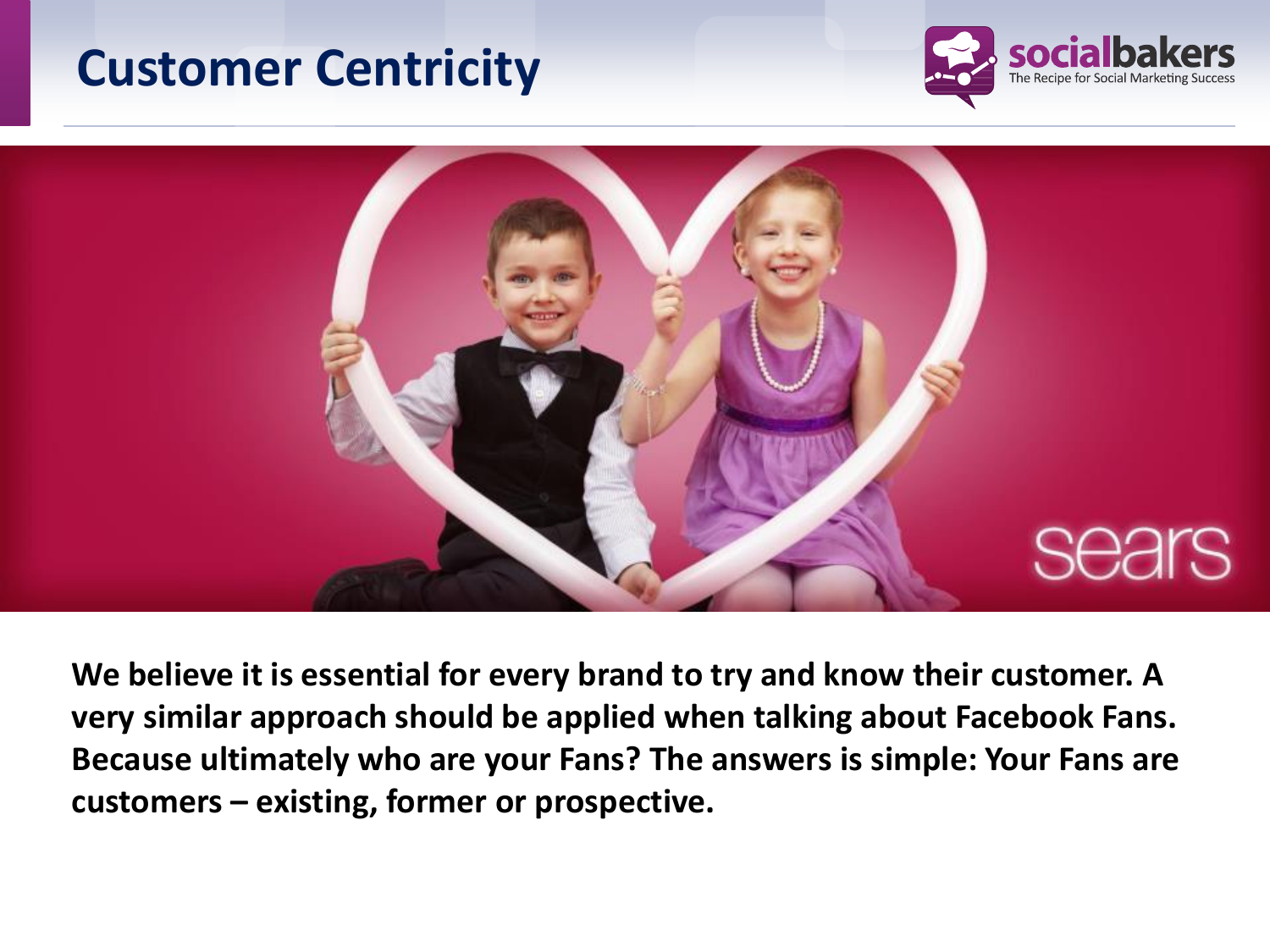# Customer Centricity

**We believe it is essential for every brand to try and know their customer. A very similar approach should be applied when talking about Facebook Fans. Because ultimately who are your Fans? The answers is simple: Your Fans are customers – existing, former or prospective.**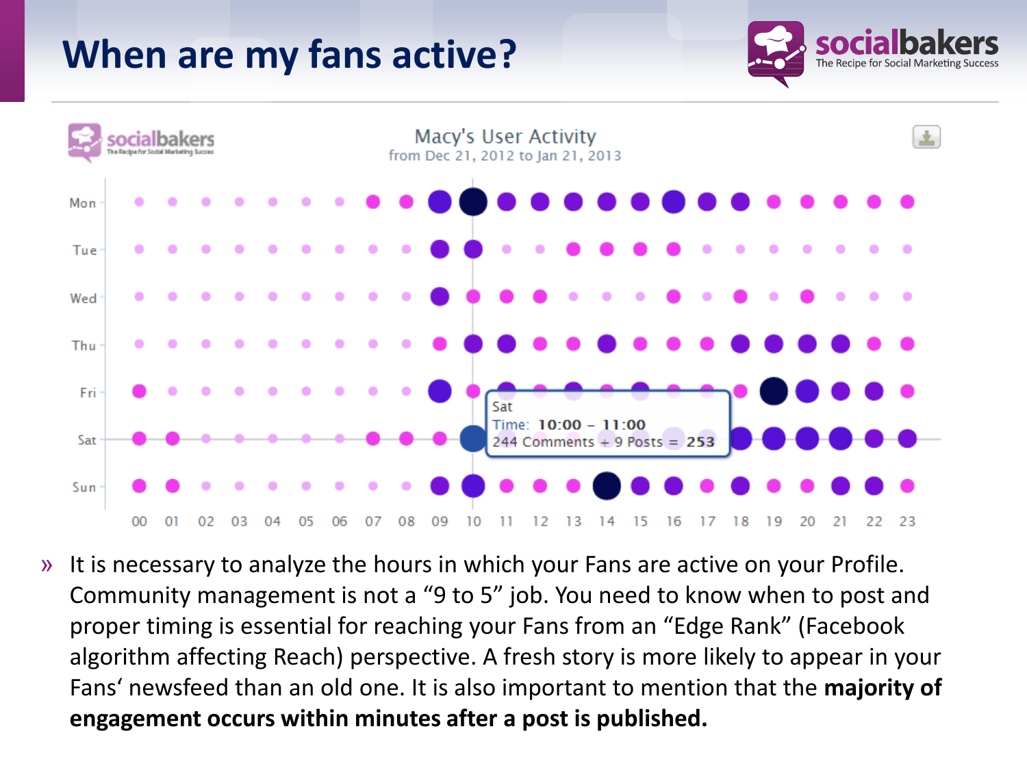# When are my fans active?

Macy's User Activity
from Dec 21, 2012 to Jan 21, 2013

Sat
Time: 10:00 – 11:00
244 Comments + 9 Posts = 253

» It is necessary to analyze the hours in which your Fans are active on your Profile. Community management is not a "9 to 5" job. You need to know when to post and proper timing is essential for reaching your Fans from an "Edge Rank" (Facebook algorithm affecting Reach) perspective. A fresh story is more likely to appear in your Fans' newsfeed than an old one. It is also important to mention that the **majority of engagement occurs within minutes after a post is published.**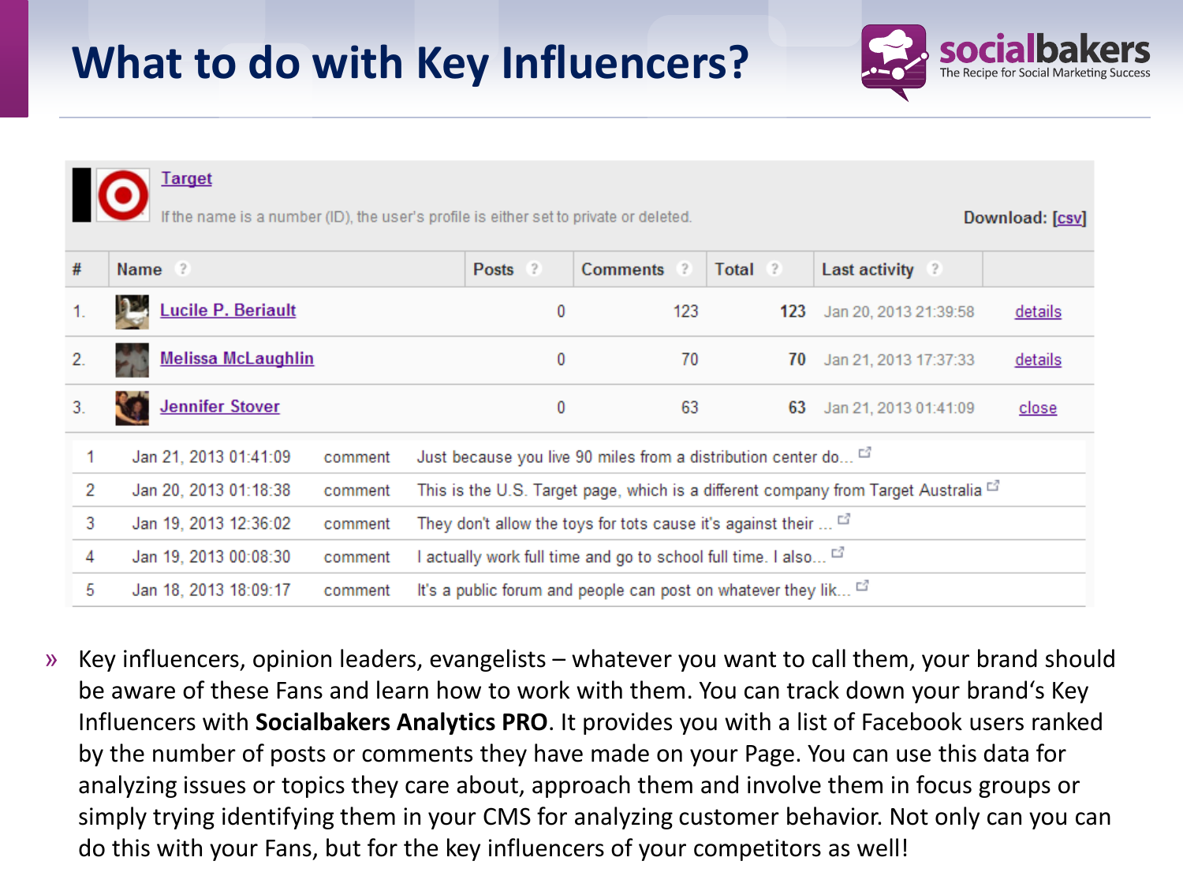# What to do with Key Influencers?

socialbakers
The Recipe for Social Marketing Success

Target

If the name is a number (ID), the user's profile is either set to private or deleted.

Download: [csv]

| # | Name | Posts | Comments | Total | Last activity | |
|---|---|---|---|---|---|---|
| 1. | Lucile P. Beriault | 0 | 123 | 123 | Jan 20, 2013 21:39:58 | details |
| 2. | Melissa McLaughlin | 0 | 70 | 70 | Jan 21, 2013 17:37:33 | details |
| 3. | Jennifer Stover | 0 | 63 | 63 | Jan 21, 2013 01:41:09 | close |

| | | | |
|---|---|---|---|
| 1 | Jan 21, 2013 01:41:09 | comment | Just because you live 90 miles from a distribution center do... |
| 2 | Jan 20, 2013 01:18:38 | comment | This is the U.S. Target page, which is a different company from Target Australia |
| 3 | Jan 19, 2013 12:36:02 | comment | They don't allow the toys for tots cause it's against their ... |
| 4 | Jan 19, 2013 00:08:30 | comment | I actually work full time and go to school full time. I also... |
| 5 | Jan 18, 2013 18:09:17 | comment | It's a public forum and people can post on whatever they lik... |

- Key influencers, opinion leaders, evangelists – whatever you want to call them, your brand should be aware of these Fans and learn how to work with them. You can track down your brand's Key Influencers with **Socialbakers Analytics PRO**. It provides you with a list of Facebook users ranked by the number of posts or comments they have made on your Page. You can use this data for analyzing issues or topics they care about, approach them and involve them in focus groups or simply trying identifying them in your CMS for analyzing customer behavior. Not only can you can do this with your Fans, but for the key influencers of your competitors as well!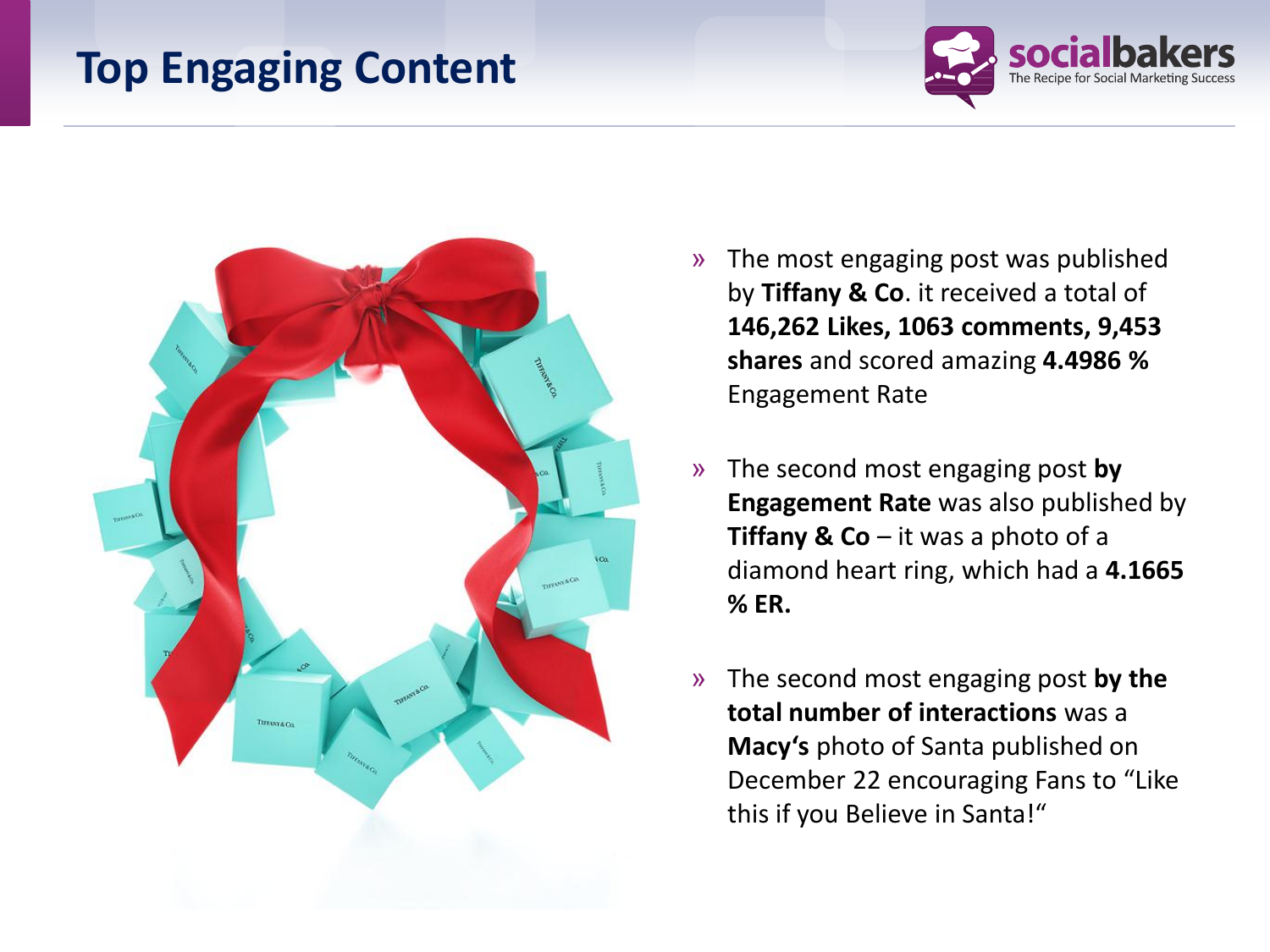# Top Engaging Content

- The most engaging post was published by **Tiffany & Co**. it received a total of **146,262 Likes, 1063 comments, 9,453 shares** and scored amazing **4.4986 %** Engagement Rate

- The second most engaging post **by Engagement Rate** was also published by **Tiffany & Co** – it was a photo of a diamond heart ring, which had a **4.1665 % ER.**

- The second most engaging post **by the total number of interactions** was a **Macy's** photo of Santa published on December 22 encouraging Fans to "Like this if you Believe in Santa!"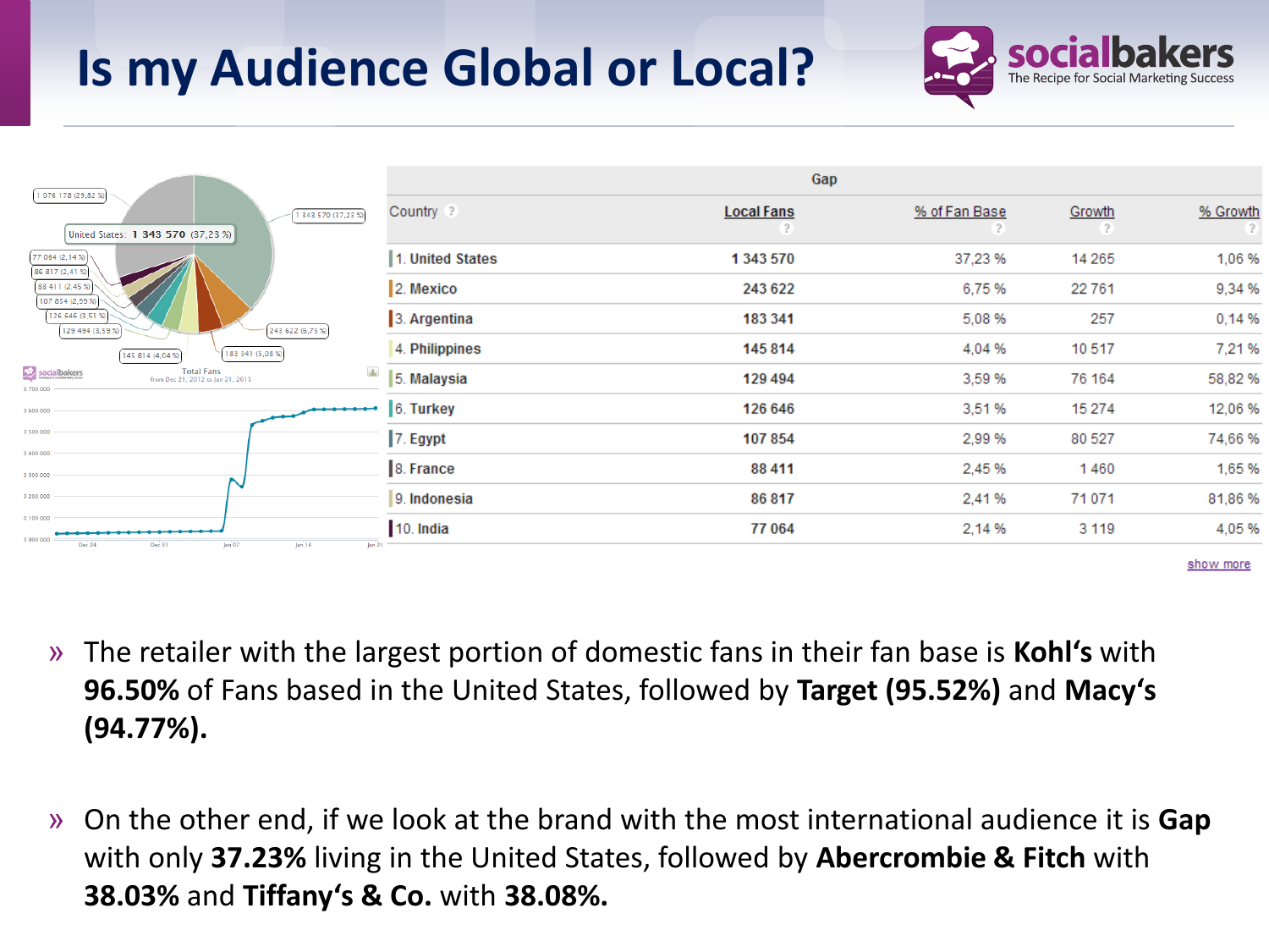# Is my Audience Global or Local?

| Country | Local Fans | % of Fan Base | Growth | % Growth |
|---|---|---|---|---|
| 1. United States | 1 343 570 | 37,23 % | 14 265 | 1,06 % |
| 2. Mexico | 243 622 | 6,75 % | 22 761 | 9,34 % |
| 3. Argentina | 183 341 | 5,08 % | 257 | 0,14 % |
| 4. Philippines | 145 814 | 4,04 % | 10 517 | 7,21 % |
| 5. Malaysia | 129 494 | 3,59 % | 76 164 | 58,82 % |
| 6. Turkey | 126 646 | 3,51 % | 15 274 | 12,06 % |
| 7. Egypt | 107 854 | 2,99 % | 80 527 | 74,66 % |
| 8. France | 88 411 | 2,45 % | 1 460 | 1,65 % |
| 9. Indonesia | 86 817 | 2,41 % | 71 071 | 81,86 % |
| 10. India | 77 064 | 2,14 % | 3 119 | 4,05 % |

- The retailer with the largest portion of domestic fans in their fan base is **Kohl's** with **96.50%** of Fans based in the United States, followed by **Target (95.52%)** and **Macy's (94.77%).**
- On the other end, if we look at the brand with the most international audience it is **Gap** with only **37.23%** living in the United States, followed by **Abercrombie & Fitch** with **38.03%** and **Tiffany's & Co.** with **38.08%.**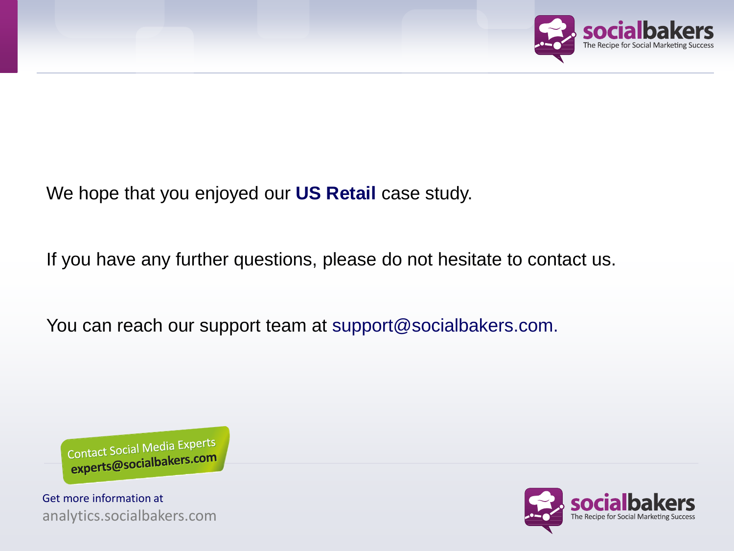We hope that you enjoyed our **US Retail** case study.

If you have any further questions, please do not hesitate to contact us.

You can reach our support team at support@socialbakers.com.

Contact Social Media Experts
**experts@socialbakers.com**

Get more information at
analytics.socialbakers.com